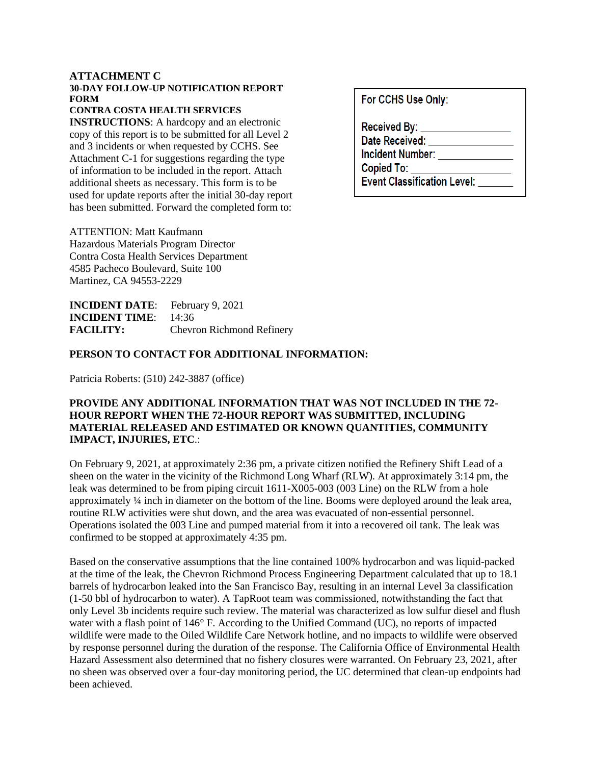# ATTACHMENT C

**30-DAY FOLLOW-UP NOTIFICATION REPORT FORM**

**CONTRA COSTA HEALTH SERVICES**

**INSTRUCTIONS**: A hardcopy and an electronic copy of this report is to be submitted for all Level 2 and 3 incidents or when requested by CCHS. See Attachment C-1 for suggestions regarding the type of information to be included in the report. Attach additional sheets as necessary. This form is to be used for update reports after the initial 30-day report has been submitted. Forward the completed form to:

> **For CCHS Use Only:**
>
> Received By: ________________
> Date Received: ________________
> Incident Number: ______________
> Copied To: __________________
> Event Classification Level: _______

ATTENTION: Matt Kaufmann
Hazardous Materials Program Director
Contra Costa Health Services Department
4585 Pacheco Boulevard, Suite 100
Martinez, CA 94553-2229

**INCIDENT DATE**: February 9, 2021
**INCIDENT TIME**: 14:36
**FACILITY:** Chevron Richmond Refinery

**PERSON TO CONTACT FOR ADDITIONAL INFORMATION:**

Patricia Roberts: (510) 242-3887 (office)

**PROVIDE ANY ADDITIONAL INFORMATION THAT WAS NOT INCLUDED IN THE 72-HOUR REPORT WHEN THE 72-HOUR REPORT WAS SUBMITTED, INCLUDING MATERIAL RELEASED AND ESTIMATED OR KNOWN QUANTITIES, COMMUNITY IMPACT, INJURIES, ETC**.:

On February 9, 2021, at approximately 2:36 pm, a private citizen notified the Refinery Shift Lead of a sheen on the water in the vicinity of the Richmond Long Wharf (RLW). At approximately 3:14 pm, the leak was determined to be from piping circuit 1611-X005-003 (003 Line) on the RLW from a hole approximately ¼ inch in diameter on the bottom of the line. Booms were deployed around the leak area, routine RLW activities were shut down, and the area was evacuated of non-essential personnel. Operations isolated the 003 Line and pumped material from it into a recovered oil tank. The leak was confirmed to be stopped at approximately 4:35 pm.

Based on the conservative assumptions that the line contained 100% hydrocarbon and was liquid-packed at the time of the leak, the Chevron Richmond Process Engineering Department calculated that up to 18.1 barrels of hydrocarbon leaked into the San Francisco Bay, resulting in an internal Level 3a classification (1-50 bbl of hydrocarbon to water). A TapRoot team was commissioned, notwithstanding the fact that only Level 3b incidents require such review. The material was characterized as low sulfur diesel and flush water with a flash point of 146° F. According to the Unified Command (UC), no reports of impacted wildlife were made to the Oiled Wildlife Care Network hotline, and no impacts to wildlife were observed by response personnel during the duration of the response. The California Office of Environmental Health Hazard Assessment also determined that no fishery closures were warranted. On February 23, 2021, after no sheen was observed over a four-day monitoring period, the UC determined that clean-up endpoints had been achieved.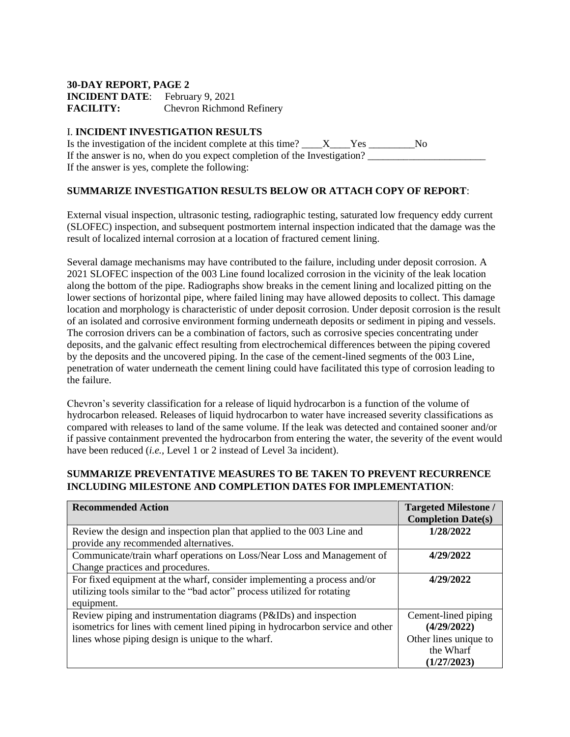**30-DAY REPORT, PAGE 2**
**INCIDENT DATE**: February 9, 2021
**FACILITY:** Chevron Richmond Refinery

## I. INCIDENT INVESTIGATION RESULTS

Is the investigation of the incident complete at this time? ____X____Yes _________No
If the answer is no, when do you expect completion of the Investigation? _______________________
If the answer is yes, complete the following:

### SUMMARIZE INVESTIGATION RESULTS BELOW OR ATTACH COPY OF REPORT:

External visual inspection, ultrasonic testing, radiographic testing, saturated low frequency eddy current (SLOFEC) inspection, and subsequent postmortem internal inspection indicated that the damage was the result of localized internal corrosion at a location of fractured cement lining.

Several damage mechanisms may have contributed to the failure, including under deposit corrosion. A 2021 SLOFEC inspection of the 003 Line found localized corrosion in the vicinity of the leak location along the bottom of the pipe. Radiographs show breaks in the cement lining and localized pitting on the lower sections of horizontal pipe, where failed lining may have allowed deposits to collect. This damage location and morphology is characteristic of under deposit corrosion. Under deposit corrosion is the result of an isolated and corrosive environment forming underneath deposits or sediment in piping and vessels. The corrosion drivers can be a combination of factors, such as corrosive species concentrating under deposits, and the galvanic effect resulting from electrochemical differences between the piping covered by the deposits and the uncovered piping. In the case of the cement-lined segments of the 003 Line, penetration of water underneath the cement lining could have facilitated this type of corrosion leading to the failure.

Chevron's severity classification for a release of liquid hydrocarbon is a function of the volume of hydrocarbon released. Releases of liquid hydrocarbon to water have increased severity classifications as compared with releases to land of the same volume. If the leak was detected and contained sooner and/or if passive containment prevented the hydrocarbon from entering the water, the severity of the event would have been reduced (*i.e.,* Level 1 or 2 instead of Level 3a incident).

### SUMMARIZE PREVENTATIVE MEASURES TO BE TAKEN TO PREVENT RECURRENCE INCLUDING MILESTONE AND COMPLETION DATES FOR IMPLEMENTATION:

| Recommended Action | Targeted Milestone / Completion Date(s) |
|---|---|
| Review the design and inspection plan that applied to the 003 Line and provide any recommended alternatives. | **1/28/2022** |
| Communicate/train wharf operations on Loss/Near Loss and Management of Change practices and procedures. | **4/29/2022** |
| For fixed equipment at the wharf, consider implementing a process and/or utilizing tools similar to the "bad actor" process utilized for rotating equipment. | **4/29/2022** |
| Review piping and instrumentation diagrams (P&IDs) and inspection isometrics for lines with cement lined piping in hydrocarbon service and other lines whose piping design is unique to the wharf. | Cement-lined piping **(4/29/2022)** Other lines unique to the Wharf **(1/27/2023)** |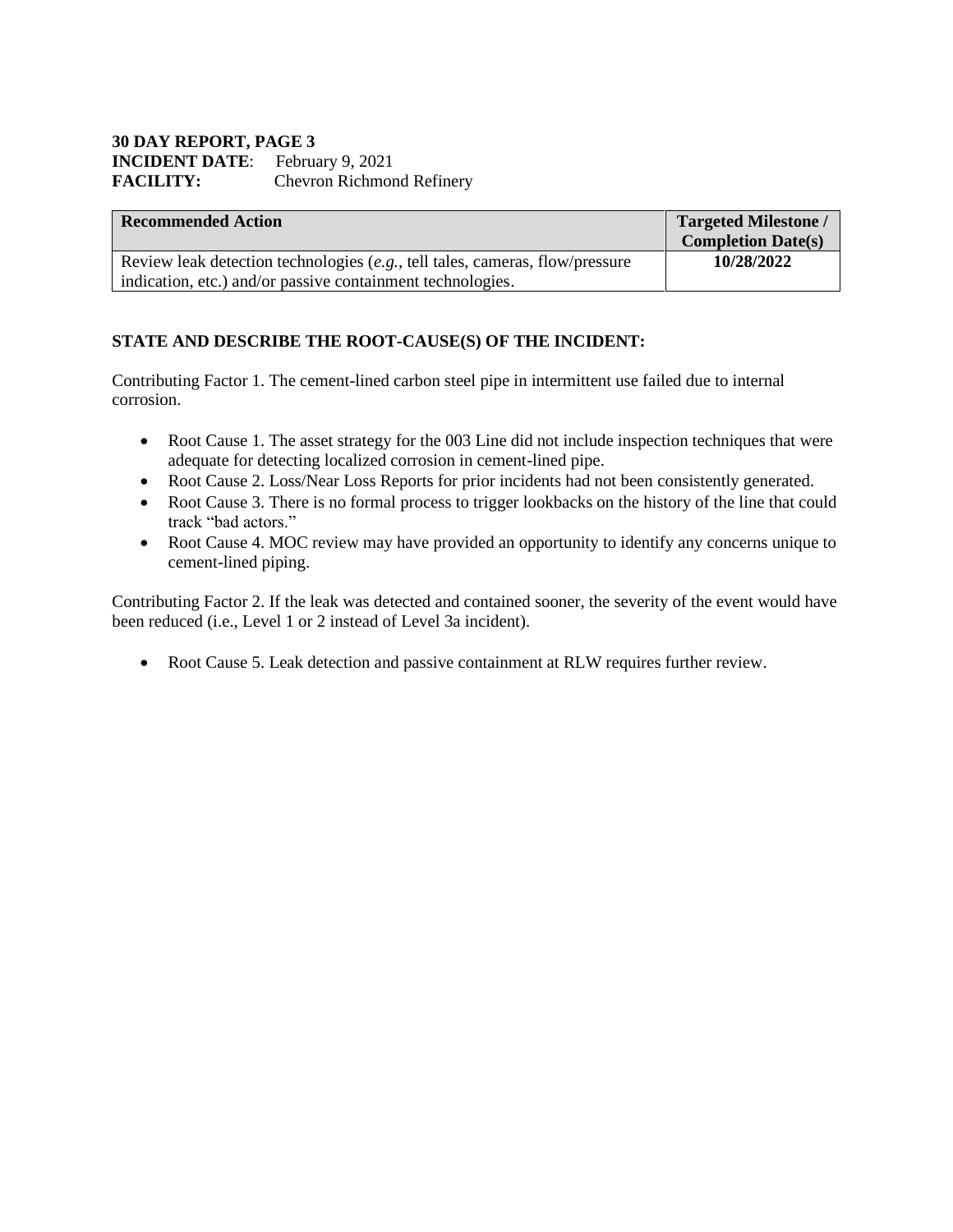**30 DAY REPORT, PAGE 3**
**INCIDENT DATE**: February 9, 2021
**FACILITY:** Chevron Richmond Refinery

| Recommended Action | Targeted Milestone / Completion Date(s) |
|---|---|
| Review leak detection technologies (*e.g.*, tell tales, cameras, flow/pressure indication, etc.) and/or passive containment technologies. | **10/28/2022** |

**STATE AND DESCRIBE THE ROOT-CAUSE(S) OF THE INCIDENT:**

Contributing Factor 1. The cement-lined carbon steel pipe in intermittent use failed due to internal corrosion.

- Root Cause 1. The asset strategy for the 003 Line did not include inspection techniques that were adequate for detecting localized corrosion in cement-lined pipe.
- Root Cause 2. Loss/Near Loss Reports for prior incidents had not been consistently generated.
- Root Cause 3. There is no formal process to trigger lookbacks on the history of the line that could track "bad actors."
- Root Cause 4. MOC review may have provided an opportunity to identify any concerns unique to cement-lined piping.

Contributing Factor 2. If the leak was detected and contained sooner, the severity of the event would have been reduced (i.e., Level 1 or 2 instead of Level 3a incident).

- Root Cause 5. Leak detection and passive containment at RLW requires further review.